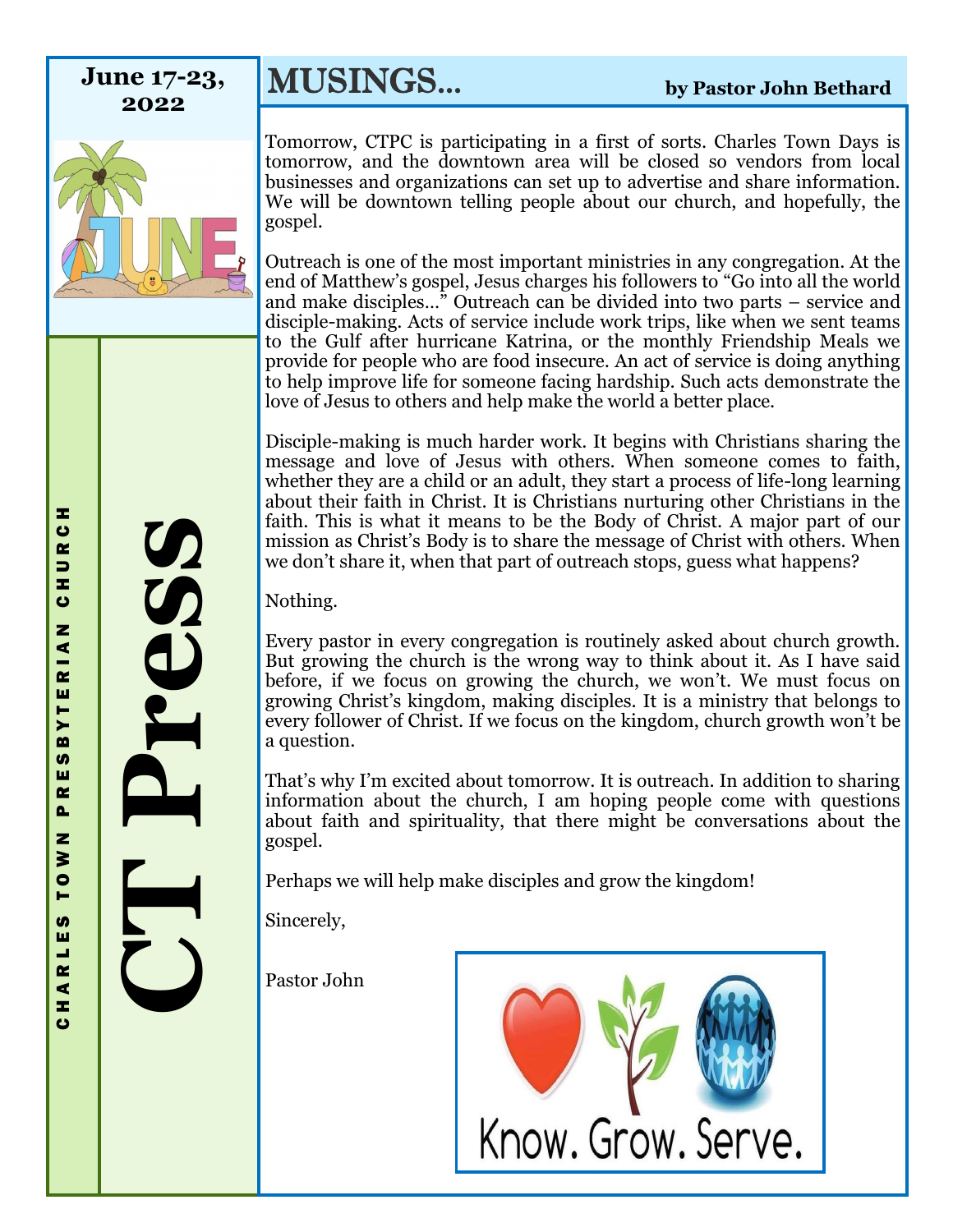June 17-23, 2022

CHARLES TOWN PRESBYTERIAN CHURCH

# CT Press

## MUSINGS…

**by Pastor John Bethard**

Tomorrow, CTPC is participating in a first of sorts. Charles Town Days is tomorrow, and the downtown area will be closed so vendors from local businesses and organizations can set up to advertise and share information. We will be downtown telling people about our church, and hopefully, the gospel.

Outreach is one of the most important ministries in any congregation. At the end of Matthew's gospel, Jesus charges his followers to "Go into all the world and make disciples…" Outreach can be divided into two parts – service and disciple-making. Acts of service include work trips, like when we sent teams to the Gulf after hurricane Katrina, or the monthly Friendship Meals we provide for people who are food insecure. An act of service is doing anything to help improve life for someone facing hardship. Such acts demonstrate the love of Jesus to others and help make the world a better place.

Disciple-making is much harder work. It begins with Christians sharing the message and love of Jesus with others. When someone comes to faith, whether they are a child or an adult, they start a process of life-long learning about their faith in Christ. It is Christians nurturing other Christians in the faith. This is what it means to be the Body of Christ. A major part of our mission as Christ's Body is to share the message of Christ with others. When we don't share it, when that part of outreach stops, guess what happens?

Nothing.

Every pastor in every congregation is routinely asked about church growth. But growing the church is the wrong way to think about it. As I have said before, if we focus on growing the church, we won't. We must focus on growing Christ's kingdom, making disciples. It is a ministry that belongs to every follower of Christ. If we focus on the kingdom, church growth won't be a question.

That's why I'm excited about tomorrow. It is outreach. In addition to sharing information about the church, I am hoping people come with questions about faith and spirituality, that there might be conversations about the gospel.

Perhaps we will help make disciples and grow the kingdom!

Sincerely,

Pastor John

Know. Grow. Serve.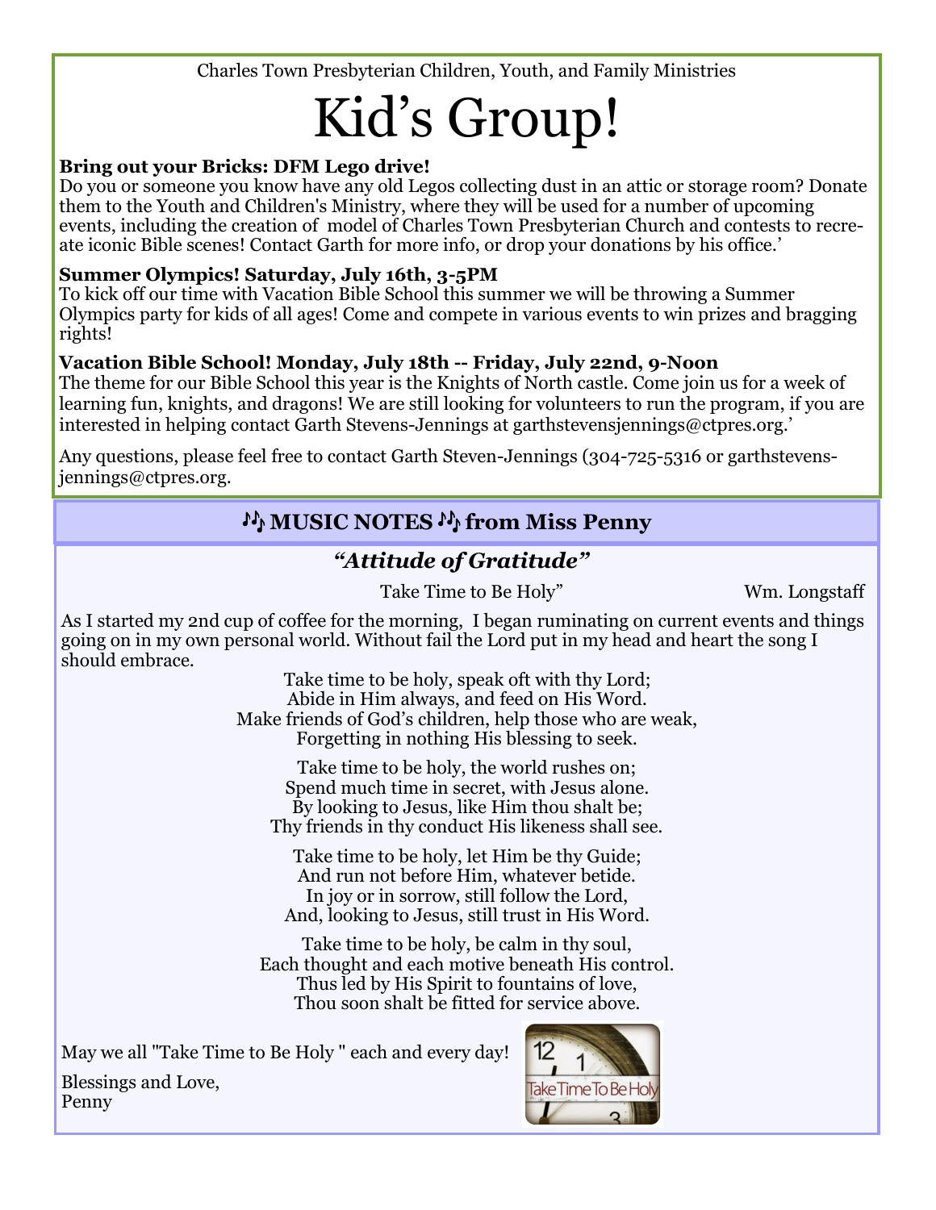Charles Town Presbyterian Children, Youth, and Family Ministries

# Kid's Group!

**Bring out your Bricks: DFM Lego drive!**
Do you or someone you know have any old Legos collecting dust in an attic or storage room? Donate them to the Youth and Children's Ministry, where they will be used for a number of upcoming events, including the creation of model of Charles Town Presbyterian Church and contests to recreate iconic Bible scenes! Contact Garth for more info, or drop your donations by his office.'

**Summer Olympics! Saturday, July 16th, 3-5PM**
To kick off our time with Vacation Bible School this summer we will be throwing a Summer Olympics party for kids of all ages! Come and compete in various events to win prizes and bragging rights!

**Vacation Bible School! Monday, July 18th -- Friday, July 22nd, 9-Noon**
The theme for our Bible School this year is the Knights of North castle. Come join us for a week of learning fun, knights, and dragons! We are still looking for volunteers to run the program, if you are interested in helping contact Garth Stevens-Jennings at garthstevensjennings@ctpres.org.'

Any questions, please feel free to contact Garth Steven-Jennings (304-725-5316 or garthstevens-jennings@ctpres.org.

## ♪♫ MUSIC NOTES ♪♫ from Miss Penny

### *"Attitude of Gratitude"*

Take Time to Be Holy" Wm. Longstaff

As I started my 2nd cup of coffee for the morning, I began ruminating on current events and things going on in my own personal world. Without fail the Lord put in my head and heart the song I should embrace.

Take time to be holy, speak oft with thy Lord;
Abide in Him always, and feed on His Word.
Make friends of God's children, help those who are weak,
Forgetting in nothing His blessing to seek.

Take time to be holy, the world rushes on;
Spend much time in secret, with Jesus alone.
By looking to Jesus, like Him thou shalt be;
Thy friends in thy conduct His likeness shall see.

Take time to be holy, let Him be thy Guide;
And run not before Him, whatever betide.
In joy or in sorrow, still follow the Lord,
And, looking to Jesus, still trust in His Word.

Take time to be holy, be calm in thy soul,
Each thought and each motive beneath His control.
Thus led by His Spirit to fountains of love,
Thou soon shalt be fitted for service above.

May we all "Take Time to Be Holy " each and every day!

Blessings and Love,
Penny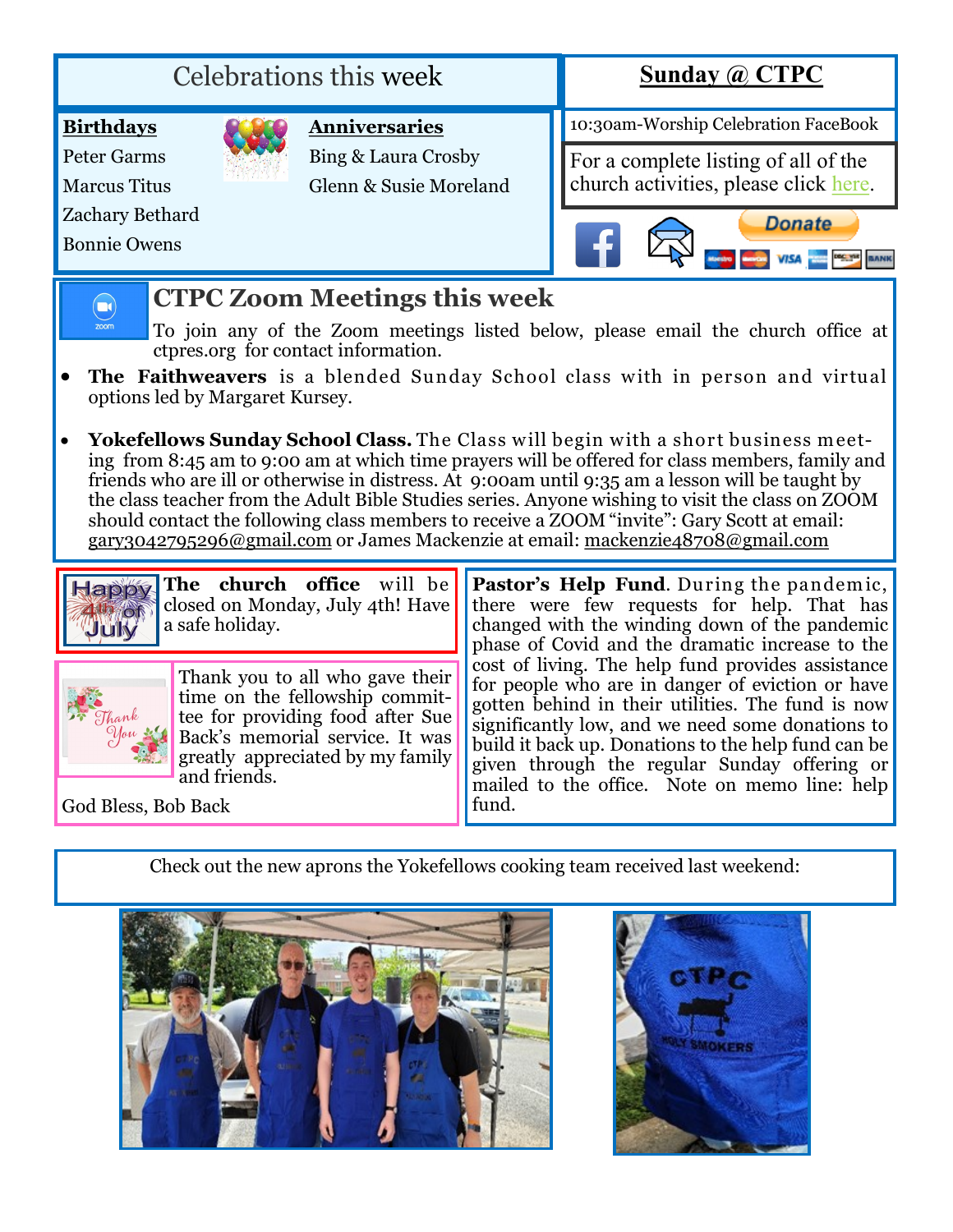## Celebrations this week

**Birthdays**

Peter Garms
Marcus Titus
Zachary Bethard
Bonnie Owens

**Anniversaries**

Bing & Laura Crosby
Glenn & Susie Moreland

## Sunday @ CTPC

10:30am-Worship Celebration FaceBook

For a complete listing of all of the church activities, please click here.

Donate

## CTPC Zoom Meetings this week

To join any of the Zoom meetings listed below, please email the church office at ctpres.org for contact information.

- **The Faithweavers** is a blended Sunday School class with in person and virtual options led by Margaret Kursey.
- **Yokefellows Sunday School Class.** The Class will begin with a short business meeting from 8:45 am to 9:00 am at which time prayers will be offered for class members, family and friends who are ill or otherwise in distress. At 9:00am until 9:35 am a lesson will be taught by the class teacher from the Adult Bible Studies series. Anyone wishing to visit the class on ZOOM should contact the following class members to receive a ZOOM "invite": Gary Scott at email: gary3042795296@gmail.com or James Mackenzie at email: mackenzie48708@gmail.com

**The church office** will be closed on Monday, July 4th! Have a safe holiday.

Thank you to all who gave their time on the fellowship committee for providing food after Sue Back's memorial service. It was greatly appreciated by my family and friends.

God Bless, Bob Back

**Pastor's Help Fund**. During the pandemic, there were few requests for help. That has changed with the winding down of the pandemic phase of Covid and the dramatic increase to the cost of living. The help fund provides assistance for people who are in danger of eviction or have gotten behind in their utilities. The fund is now significantly low, and we need some donations to build it back up. Donations to the help fund can be given through the regular Sunday offering or mailed to the office. Note on memo line: help fund.

Check out the new aprons the Yokefellows cooking team received last weekend: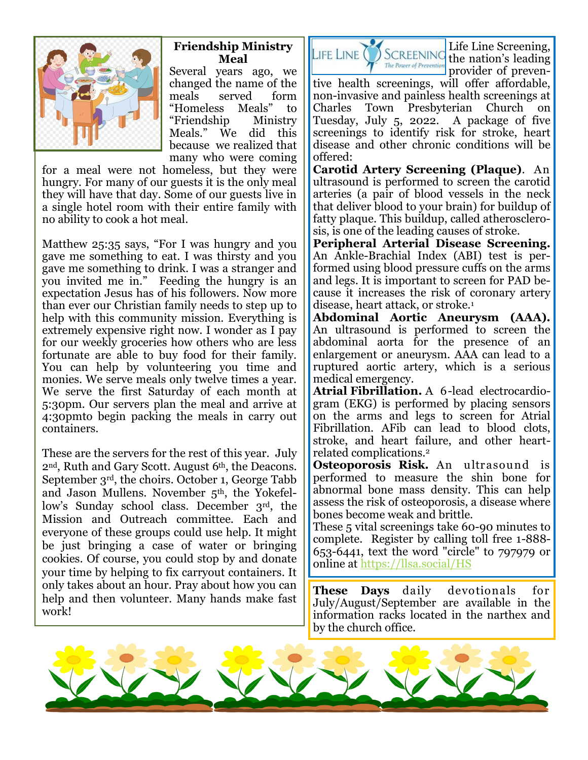## Friendship Ministry Meal

Several years ago, we changed the name of the meals served form "Homeless Meals" to "Friendship Ministry Meals." We did this because we realized that many who were coming for a meal were not homeless, but they were hungry. For many of our guests it is the only meal they will have that day. Some of our guests live in a single hotel room with their entire family with no ability to cook a hot meal.

Matthew 25:35 says, "For I was hungry and you gave me something to eat. I was thirsty and you gave me something to drink. I was a stranger and you invited me in." Feeding the hungry is an expectation Jesus has of his followers. Now more than ever our Christian family needs to step up to help with this community mission. Everything is extremely expensive right now. I wonder as I pay for our weekly groceries how others who are less fortunate are able to buy food for their family. You can help by volunteering you time and monies. We serve meals only twelve times a year. We serve the first Saturday of each month at 5:30pm. Our servers plan the meal and arrive at 4:30pmto begin packing the meals in carry out containers.

These are the servers for the rest of this year. July 2nd, Ruth and Gary Scott. August 6th, the Deacons. September 3rd, the choirs. October 1, George Tabb and Jason Mullens. November 5th, the Yokefellow's Sunday school class. December 3rd, the Mission and Outreach committee. Each and everyone of these groups could use help. It might be just bringing a case of water or bringing cookies. Of course, you could stop by and donate your time by helping to fix carryout containers. It only takes about an hour. Pray about how you can help and then volunteer. Many hands make fast work!

---

Life Line Screening, the nation's leading provider of preventive health screenings, will offer affordable, non-invasive and painless health screenings at Charles Town Presbyterian Church on Tuesday, July 5, 2022. A package of five screenings to identify risk for stroke, heart disease and other chronic conditions will be offered:

**Carotid Artery Screening (Plaque)**. An ultrasound is performed to screen the carotid arteries (a pair of blood vessels in the neck that deliver blood to your brain) for buildup of fatty plaque. This buildup, called atherosclerosis, is one of the leading causes of stroke.

**Peripheral Arterial Disease Screening.** An Ankle-Brachial Index (ABI) test is performed using blood pressure cuffs on the arms and legs. It is important to screen for PAD because it increases the risk of coronary artery disease, heart attack, or stroke.[1]

**Abdominal Aortic Aneurysm (AAA).** An ultrasound is performed to screen the abdominal aorta for the presence of an enlargement or aneurysm. AAA can lead to a ruptured aortic artery, which is a serious medical emergency.

**Atrial Fibrillation.** A 6-lead electrocardiogram (EKG) is performed by placing sensors on the arms and legs to screen for Atrial Fibrillation. AFib can lead to blood clots, stroke, and heart failure, and other heart-related complications.[2]

**Osteoporosis Risk.** An ultrasound is performed to measure the shin bone for abnormal bone mass density. This can help assess the risk of osteoporosis, a disease where bones become weak and brittle.

These 5 vital screenings take 60-90 minutes to complete. Register by calling toll free 1-888-653-6441, text the word "circle" to 797979 or online at https://llsa.social/HS

---

**These Days** daily devotionals for July/August/September are available in the information racks located in the narthex and by the church office.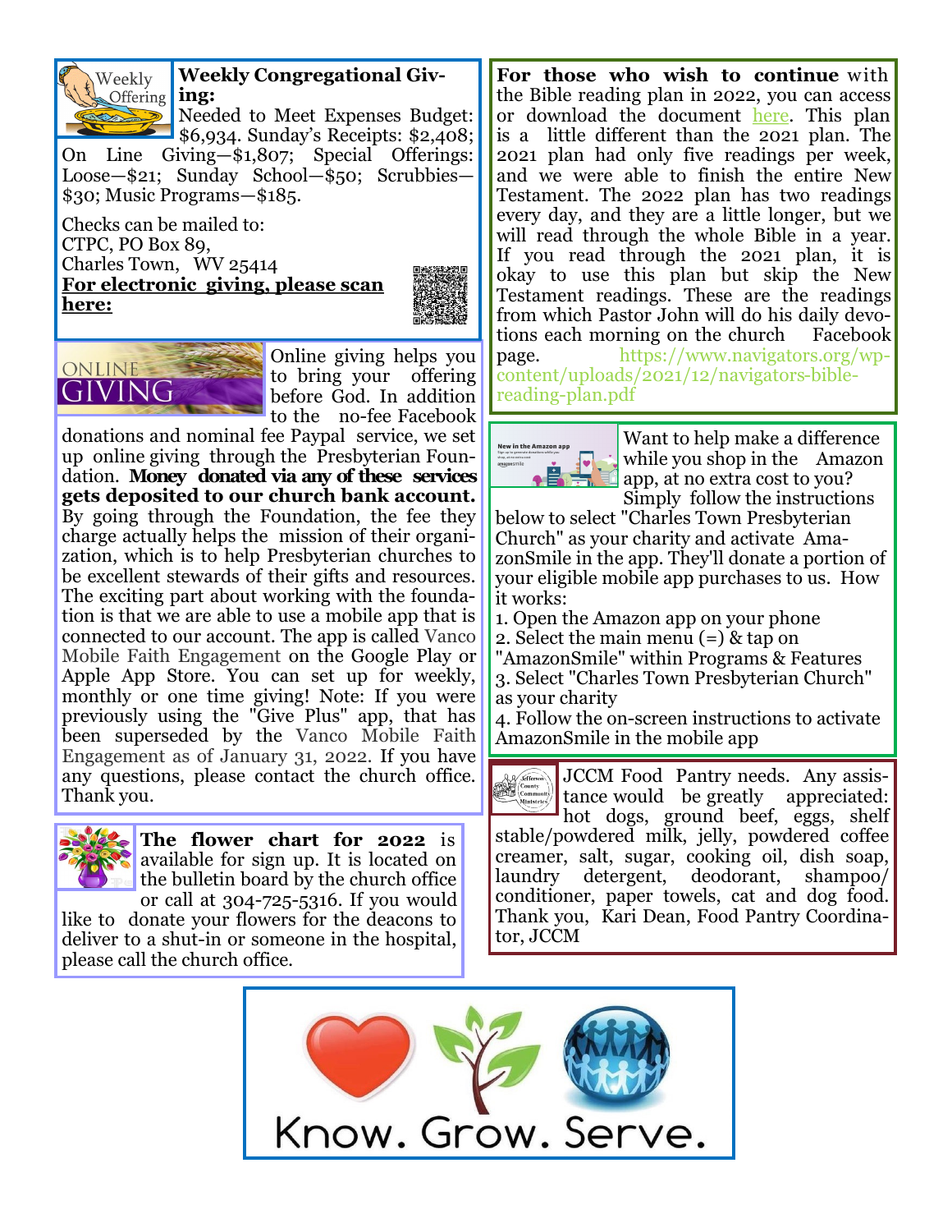**Weekly Congregational Giving:**

Needed to Meet Expenses Budget: $6,934. Sunday's Receipts: $2,408; On Line Giving—$1,807; Special Offerings: Loose—$21; Sunday School—$50; Scrubbies—$30; Music Programs—$185.

Checks can be mailed to:
CTPC, PO Box 89,
Charles Town, WV 25414

**For electronic giving, please scan here:**

Online giving helps you to bring your offering before God. In addition to the no-fee Facebook donations and nominal fee Paypal service, we set up online giving through the Presbyterian Foundation. **Money donated via any of these services gets deposited to our church bank account.** By going through the Foundation, the fee they charge actually helps the mission of their organization, which is to help Presbyterian churches to be excellent stewards of their gifts and resources. The exciting part about working with the foundation is that we are able to use a mobile app that is connected to our account. The app is called Vanco Mobile Faith Engagement on the Google Play or Apple App Store. You can set up for weekly, monthly or one time giving! Note: If you were previously using the "Give Plus" app, that has been superseded by the Vanco Mobile Faith Engagement as of January 31, 2022. If you have any questions, please contact the church office. Thank you.

**The flower chart for 2022** is available for sign up. It is located on the bulletin board by the church office or call at 304-725-5316. If you would like to donate your flowers for the deacons to deliver to a shut-in or someone in the hospital, please call the church office.

**For those who wish to continue** with the Bible reading plan in 2022, you can access or download the document here. This plan is a little different than the 2021 plan. The 2021 plan had only five readings per week, and we were able to finish the entire New Testament. The 2022 plan has two readings every day, and they are a little longer, but we will read through the whole Bible in a year. If you read through the 2021 plan, it is okay to use this plan but skip the New Testament readings. These are the readings from which Pastor John will do his daily devotions each morning on the church Facebook page. https://www.navigators.org/wp-content/uploads/2021/12/navigators-bible-reading-plan.pdf

Want to help make a difference while you shop in the Amazon app, at no extra cost to you? Simply follow the instructions below to select "Charles Town Presbyterian Church" as your charity and activate AmazonSmile in the app. They'll donate a portion of your eligible mobile app purchases to us. How it works:

1. Open the Amazon app on your phone
2. Select the main menu (=) & tap on "AmazonSmile" within Programs & Features
3. Select "Charles Town Presbyterian Church" as your charity
4. Follow the on-screen instructions to activate AmazonSmile in the mobile app

JCCM Food Pantry needs. Any assistance would be greatly appreciated: hot dogs, ground beef, eggs, shelf stable/powdered milk, jelly, powdered coffee creamer, salt, sugar, cooking oil, dish soap, laundry detergent, deodorant, shampoo/conditioner, paper towels, cat and dog food. Thank you, Kari Dean, Food Pantry Coordinator, JCCM

Know. Grow. Serve.